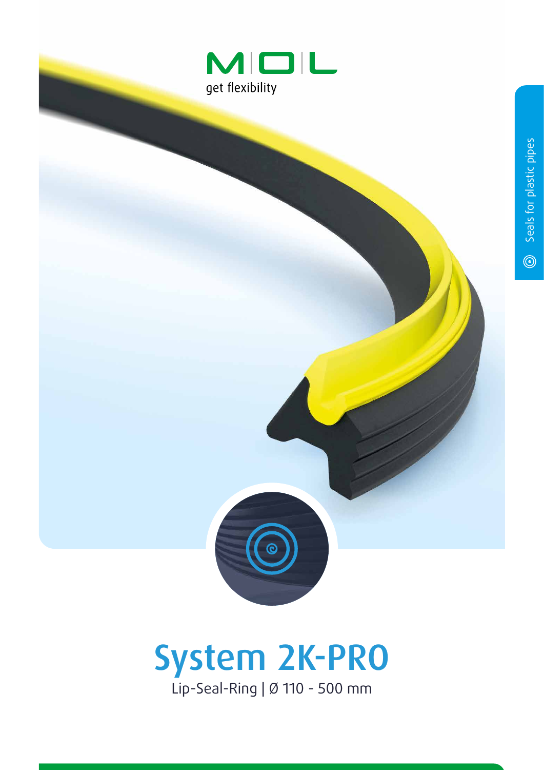MOL

get flexibility

Seals for plastic pipes

# System 2K-PRO

Lip-Seal-Ring | Ø 110 - 500 mm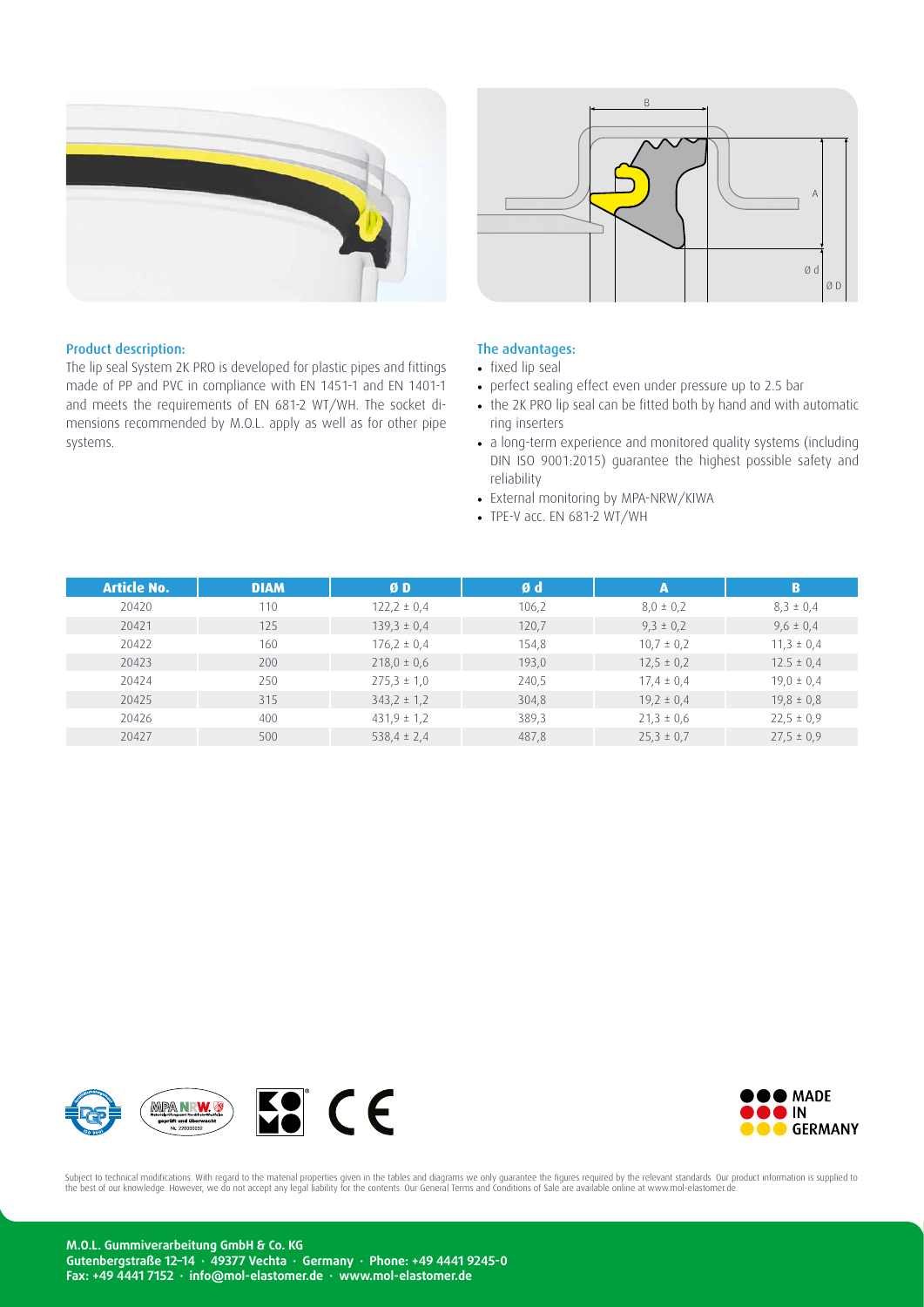B

A

Ø d

Ø D

### Product description:

The lip seal System 2K PRO is developed for plastic pipes and fittings made of PP and PVC in compliance with EN 1451-1 and EN 1401-1 and meets the requirements of EN 681-2 WT/WH. The socket dimensions recommended by M.O.L. apply as well as for other pipe systems.

### The advantages:

- fixed lip seal
- perfect sealing effect even under pressure up to 2.5 bar
- the 2K PRO lip seal can be fitted both by hand and with automatic ring inserters
- a long-term experience and monitored quality systems (including DIN ISO 9001:2015) guarantee the highest possible safety and reliability
- External monitoring by MPA-NRW/KIWA
- TPE-V acc. EN 681-2 WT/WH

| Article No. | DIAM | Ø D | Ø d | A | B |
|---|---|---|---|---|---|
| 20420 | 110 | 122,2 ± 0,4 | 106,2 | 8,0 ± 0,2 | 8,3 ± 0,4 |
| 20421 | 125 | 139,3 ± 0,4 | 120,7 | 9,3 ± 0,2 | 9,6 ± 0,4 |
| 20422 | 160 | 176,2 ± 0,4 | 154,8 | 10,7 ± 0,2 | 11,3 ± 0,4 |
| 20423 | 200 | 218,0 ± 0,6 | 193,0 | 12,5 ± 0,2 | 12.5 ± 0,4 |
| 20424 | 250 | 275,3 ± 1,0 | 240,5 | 17,4 ± 0,4 | 19,0 ± 0,4 |
| 20425 | 315 | 343,2 ± 1,2 | 304,8 | 19,2 ± 0,4 | 19,8 ± 0,8 |
| 20426 | 400 | 431,9 ± 1,2 | 389,3 | 21,3 ± 0,6 | 22,5 ± 0,9 |
| 20427 | 500 | 538,4 ± 2,4 | 487,8 | 25,3 ± 0,7 | 27,5 ± 0,9 |

MADE IN GERMANY

Subject to technical modifications. With regard to the material properties given in the tables and diagrams we only guarantee the figures required by the relevant standards. Our product information is supplied to the best of our knowledge. However, we do not accept any legal liability for the contents. Our General Terms and Conditions of Sale are available online at www.mol-elastomer.de.

**M.O.L. Gummiverarbeitung GmbH & Co. KG**
**Gutenbergstraße 12–14 · 49377 Vechta · Germany · Phone: +49 4441 9245-0**
**Fax: +49 4441 7152 · info@mol-elastomer.de · www.mol-elastomer.de**